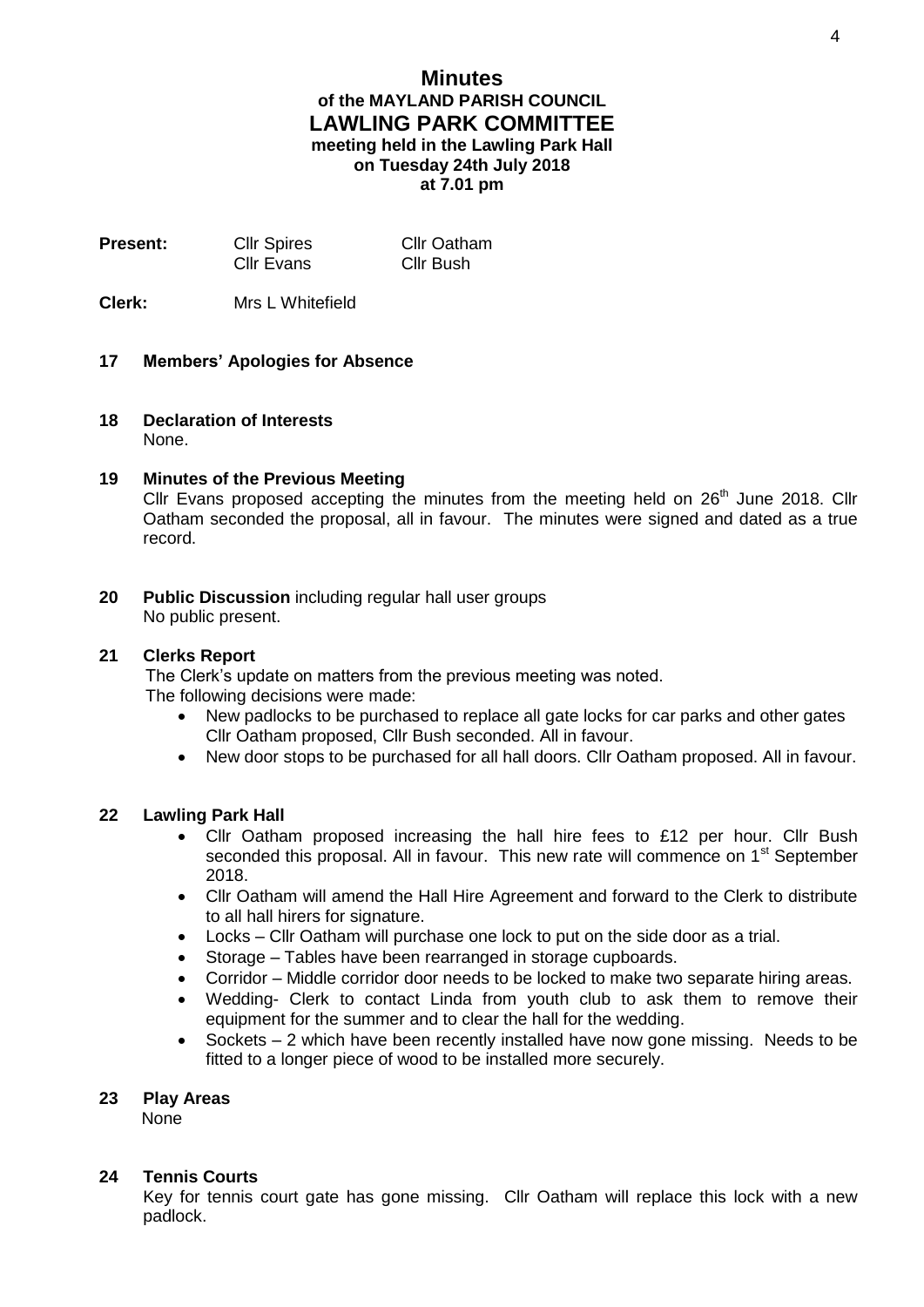# Minutes

## of the MAYLAND PARISH COUNCIL

## LAWLING PARK COMMITTEE

**meeting held in the Lawling Park Hall**
**on Tuesday 24th July 2018**
**at 7.01 pm**

| **Present:** | Cllr Spires | Cllr Oatham |
|---|---|---|
| | Cllr Evans | Cllr Bush |

**Clerk:** Mrs L Whitefield

**17 Members' Apologies for Absence**

**18 Declaration of Interests**

None.

**19 Minutes of the Previous Meeting**

Cllr Evans proposed accepting the minutes from the meeting held on 26th June 2018. Cllr Oatham seconded the proposal, all in favour. The minutes were signed and dated as a true record.

**20 Public Discussion** including regular hall user groups

No public present.

**21 Clerks Report**

The Clerk's update on matters from the previous meeting was noted.
The following decisions were made:

- New padlocks to be purchased to replace all gate locks for car parks and other gates Cllr Oatham proposed, Cllr Bush seconded. All in favour.
- New door stops to be purchased for all hall doors. Cllr Oatham proposed. All in favour.

**22 Lawling Park Hall**

- Cllr Oatham proposed increasing the hall hire fees to £12 per hour. Cllr Bush seconded this proposal. All in favour. This new rate will commence on 1st September 2018.
- Cllr Oatham will amend the Hall Hire Agreement and forward to the Clerk to distribute to all hall hirers for signature.
- Locks – Cllr Oatham will purchase one lock to put on the side door as a trial.
- Storage – Tables have been rearranged in storage cupboards.
- Corridor – Middle corridor door needs to be locked to make two separate hiring areas.
- Wedding- Clerk to contact Linda from youth club to ask them to remove their equipment for the summer and to clear the hall for the wedding.
- Sockets – 2 which have been recently installed have now gone missing. Needs to be fitted to a longer piece of wood to be installed more securely.

**23 Play Areas**

None

**24 Tennis Courts**

Key for tennis court gate has gone missing. Cllr Oatham will replace this lock with a new padlock.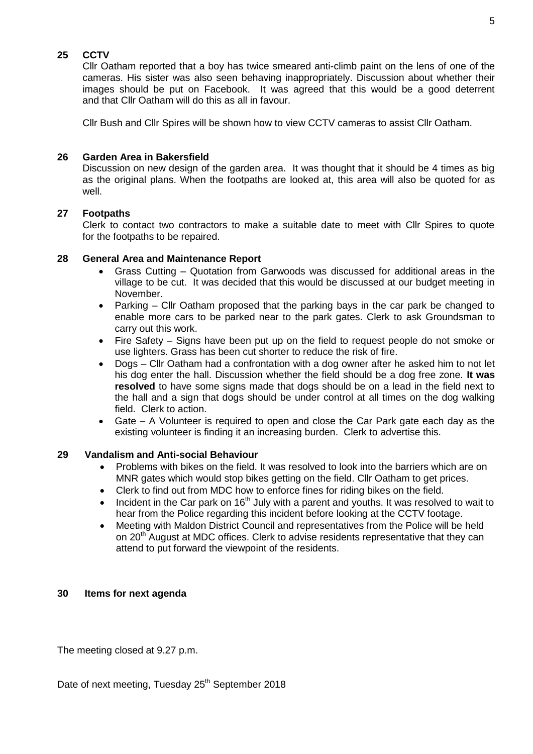## 25 CCTV

Cllr Oatham reported that a boy has twice smeared anti-climb paint on the lens of one of the cameras. His sister was also seen behaving inappropriately. Discussion about whether their images should be put on Facebook. It was agreed that this would be a good deterrent and that Cllr Oatham will do this as all in favour.

Cllr Bush and Cllr Spires will be shown how to view CCTV cameras to assist Cllr Oatham.

## 26 Garden Area in Bakersfield

Discussion on new design of the garden area. It was thought that it should be 4 times as big as the original plans. When the footpaths are looked at, this area will also be quoted for as well.

## 27 Footpaths

Clerk to contact two contractors to make a suitable date to meet with Cllr Spires to quote for the footpaths to be repaired.

## 28 General Area and Maintenance Report

- Grass Cutting – Quotation from Garwoods was discussed for additional areas in the village to be cut. It was decided that this would be discussed at our budget meeting in November.
- Parking – Cllr Oatham proposed that the parking bays in the car park be changed to enable more cars to be parked near to the park gates. Clerk to ask Groundsman to carry out this work.
- Fire Safety – Signs have been put up on the field to request people do not smoke or use lighters. Grass has been cut shorter to reduce the risk of fire.
- Dogs – Cllr Oatham had a confrontation with a dog owner after he asked him to not let his dog enter the hall. Discussion whether the field should be a dog free zone. **It was resolved** to have some signs made that dogs should be on a lead in the field next to the hall and a sign that dogs should be under control at all times on the dog walking field. Clerk to action.
- Gate – A Volunteer is required to open and close the Car Park gate each day as the existing volunteer is finding it an increasing burden. Clerk to advertise this.

## 29 Vandalism and Anti-social Behaviour

- Problems with bikes on the field. It was resolved to look into the barriers which are on MNR gates which would stop bikes getting on the field. Cllr Oatham to get prices.
- Clerk to find out from MDC how to enforce fines for riding bikes on the field.
- Incident in the Car park on 16th July with a parent and youths. It was resolved to wait to hear from the Police regarding this incident before looking at the CCTV footage.
- Meeting with Maldon District Council and representatives from the Police will be held on 20th August at MDC offices. Clerk to advise residents representative that they can attend to put forward the viewpoint of the residents.

## 30 Items for next agenda

The meeting closed at 9.27 p.m.

Date of next meeting, Tuesday 25th September 2018